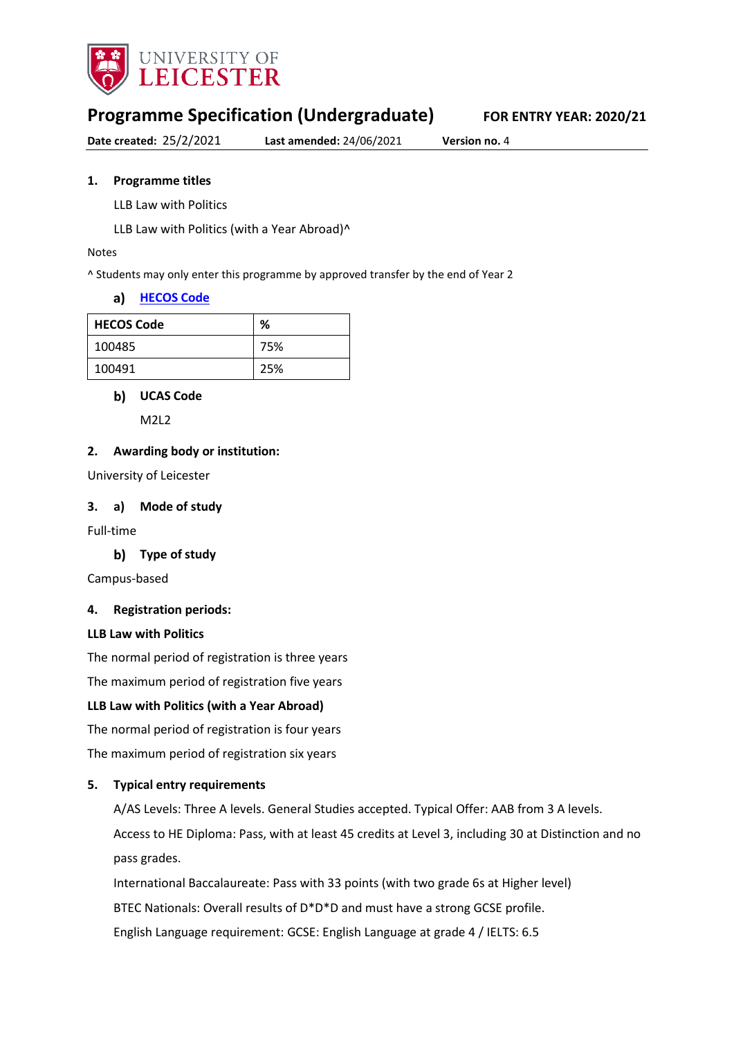# Programme Specification (Undergraduate)

**FOR ENTRY YEAR: 2020/21**

**Date created:** 25/2/2021 **Last amended:** 24/06/2021 **Version no.** 4

## 1. Programme titles

LLB Law with Politics

LLB Law with Politics (with a Year Abroad)^

Notes

^ Students may only enter this programme by approved transfer by the end of Year 2

### a) HECOS Code

| HECOS Code | % |
|---|---|
| 100485 | 75% |
| 100491 | 25% |

### b) UCAS Code

M2L2

## 2. Awarding body or institution:

University of Leicester

## 3. a) Mode of study

Full-time

### b) Type of study

Campus-based

## 4. Registration periods:

**LLB Law with Politics**

The normal period of registration is three years

The maximum period of registration five years

**LLB Law with Politics (with a Year Abroad)**

The normal period of registration is four years

The maximum period of registration six years

## 5. Typical entry requirements

A/AS Levels: Three A levels. General Studies accepted. Typical Offer: AAB from 3 A levels.

Access to HE Diploma: Pass, with at least 45 credits at Level 3, including 30 at Distinction and no pass grades.

International Baccalaureate: Pass with 33 points (with two grade 6s at Higher level)

BTEC Nationals: Overall results of D*D*D and must have a strong GCSE profile.

English Language requirement: GCSE: English Language at grade 4 / IELTS: 6.5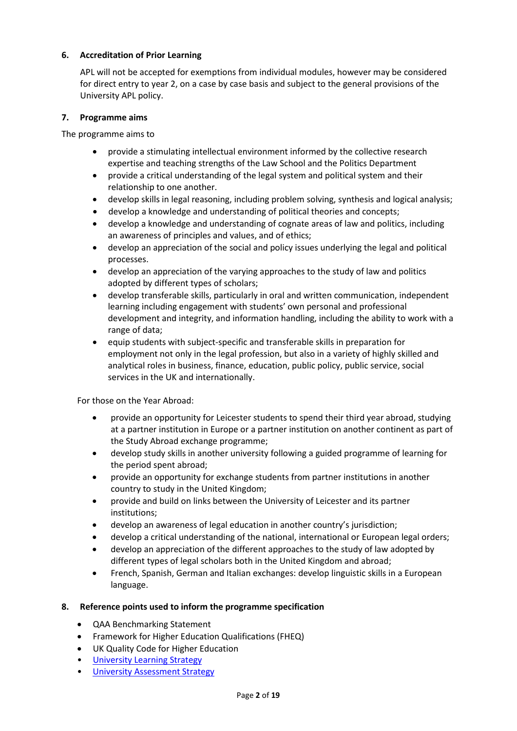## 6. Accreditation of Prior Learning

APL will not be accepted for exemptions from individual modules, however may be considered for direct entry to year 2, on a case by case basis and subject to the general provisions of the University APL policy.

## 7. Programme aims

The programme aims to

- provide a stimulating intellectual environment informed by the collective research expertise and teaching strengths of the Law School and the Politics Department
- provide a critical understanding of the legal system and political system and their relationship to one another.
- develop skills in legal reasoning, including problem solving, synthesis and logical analysis;
- develop a knowledge and understanding of political theories and concepts;
- develop a knowledge and understanding of cognate areas of law and politics, including an awareness of principles and values, and of ethics;
- develop an appreciation of the social and policy issues underlying the legal and political processes.
- develop an appreciation of the varying approaches to the study of law and politics adopted by different types of scholars;
- develop transferable skills, particularly in oral and written communication, independent learning including engagement with students' own personal and professional development and integrity, and information handling, including the ability to work with a range of data;
- equip students with subject-specific and transferable skills in preparation for employment not only in the legal profession, but also in a variety of highly skilled and analytical roles in business, finance, education, public policy, public service, social services in the UK and internationally.

For those on the Year Abroad:

- provide an opportunity for Leicester students to spend their third year abroad, studying at a partner institution in Europe or a partner institution on another continent as part of the Study Abroad exchange programme;
- develop study skills in another university following a guided programme of learning for the period spent abroad;
- provide an opportunity for exchange students from partner institutions in another country to study in the United Kingdom;
- provide and build on links between the University of Leicester and its partner institutions;
- develop an awareness of legal education in another country's jurisdiction;
- develop a critical understanding of the national, international or European legal orders;
- develop an appreciation of the different approaches to the study of law adopted by different types of legal scholars both in the United Kingdom and abroad;
- French, Spanish, German and Italian exchanges: develop linguistic skills in a European language.

## 8. Reference points used to inform the programme specification

- QAA Benchmarking Statement
- Framework for Higher Education Qualifications (FHEQ)
- UK Quality Code for Higher Education
- University Learning Strategy
- University Assessment Strategy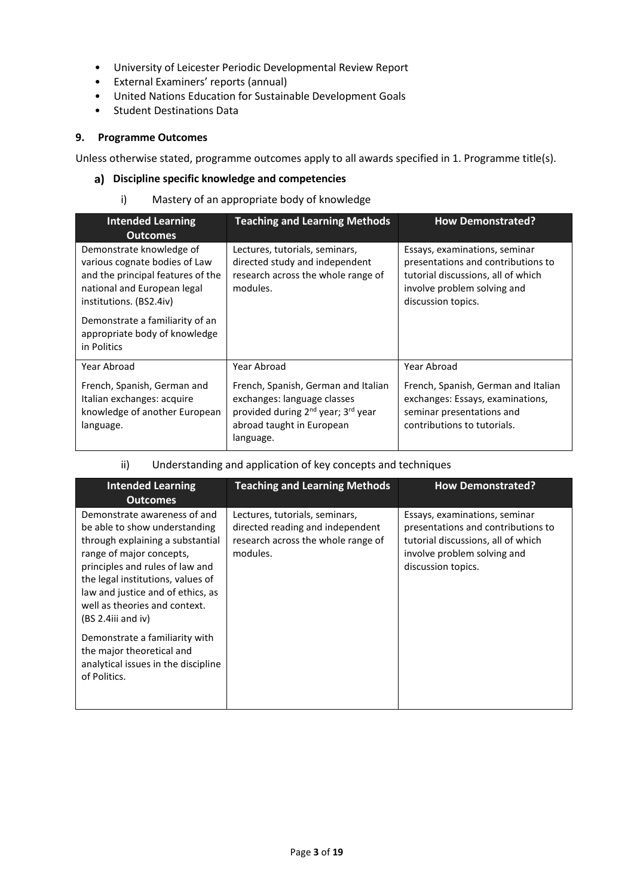- University of Leicester Periodic Developmental Review Report
- External Examiners' reports (annual)
- United Nations Education for Sustainable Development Goals
- Student Destinations Data

## 9. Programme Outcomes

Unless otherwise stated, programme outcomes apply to all awards specified in 1. Programme title(s).

### a) Discipline specific knowledge and competencies

#### i) Mastery of an appropriate body of knowledge

| Intended Learning Outcomes | Teaching and Learning Methods | How Demonstrated? |
|---|---|---|
| Demonstrate knowledge of various cognate bodies of Law and the principal features of the national and European legal institutions. (BS2.4iv)<br><br>Demonstrate a familiarity of an appropriate body of knowledge in Politics | Lectures, tutorials, seminars, directed study and independent research across the whole range of modules. | Essays, examinations, seminar presentations and contributions to tutorial discussions, all of which involve problem solving and discussion topics. |
| Year Abroad<br><br>French, Spanish, German and Italian exchanges: acquire knowledge of another European language. | Year Abroad<br><br>French, Spanish, German and Italian exchanges: language classes provided during 2nd year; 3rd year abroad taught in European language. | Year Abroad<br><br>French, Spanish, German and Italian exchanges: Essays, examinations, seminar presentations and contributions to tutorials. |

#### ii) Understanding and application of key concepts and techniques

| Intended Learning Outcomes | Teaching and Learning Methods | How Demonstrated? |
|---|---|---|
| Demonstrate awareness of and be able to show understanding through explaining a substantial range of major concepts, principles and rules of law and the legal institutions, values of law and justice and of ethics, as well as theories and context. (BS 2.4iii and iv)<br><br>Demonstrate a familiarity with the major theoretical and analytical issues in the discipline of Politics. | Lectures, tutorials, seminars, directed reading and independent research across the whole range of modules. | Essays, examinations, seminar presentations and contributions to tutorial discussions, all of which involve problem solving and discussion topics. |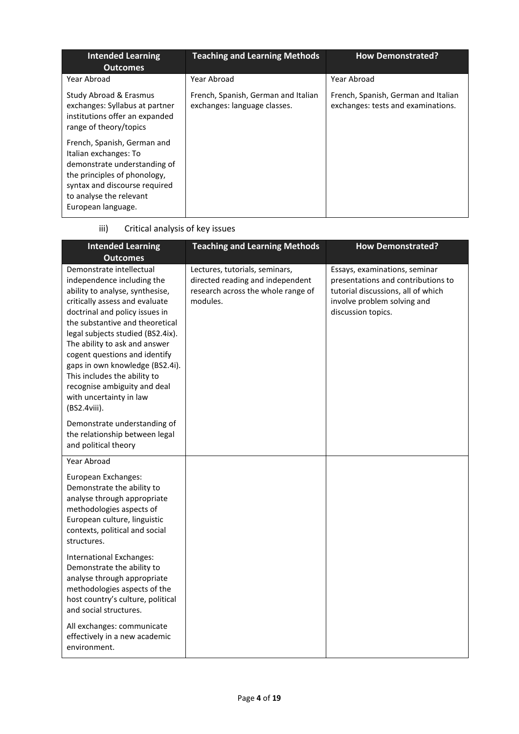| Intended Learning Outcomes | Teaching and Learning Methods | How Demonstrated? |
|---|---|---|
| Year Abroad<br><br>Study Abroad & Erasmus exchanges: Syllabus at partner institutions offer an expanded range of theory/topics<br><br>French, Spanish, German and Italian exchanges: To demonstrate understanding of the principles of phonology, syntax and discourse required to analyse the relevant European language. | Year Abroad<br><br>French, Spanish, German and Italian exchanges: language classes. | Year Abroad<br><br>French, Spanish, German and Italian exchanges: tests and examinations. |

iii) Critical analysis of key issues

| Intended Learning Outcomes | Teaching and Learning Methods | How Demonstrated? |
|---|---|---|
| Demonstrate intellectual independence including the ability to analyse, synthesise, critically assess and evaluate doctrinal and policy issues in the substantive and theoretical legal subjects studied (BS2.4ix). The ability to ask and answer cogent questions and identify gaps in own knowledge (BS2.4i). This includes the ability to recognise ambiguity and deal with uncertainty in law (BS2.4viii).<br><br>Demonstrate understanding of the relationship between legal and political theory | Lectures, tutorials, seminars, directed reading and independent research across the whole range of modules. | Essays, examinations, seminar presentations and contributions to tutorial discussions, all of which involve problem solving and discussion topics. |
| Year Abroad<br><br>European Exchanges: Demonstrate the ability to analyse through appropriate methodologies aspects of European culture, linguistic contexts, political and social structures.<br><br>International Exchanges: Demonstrate the ability to analyse through appropriate methodologies aspects of the host country's culture, political and social structures.<br><br>All exchanges: communicate effectively in a new academic environment. | | |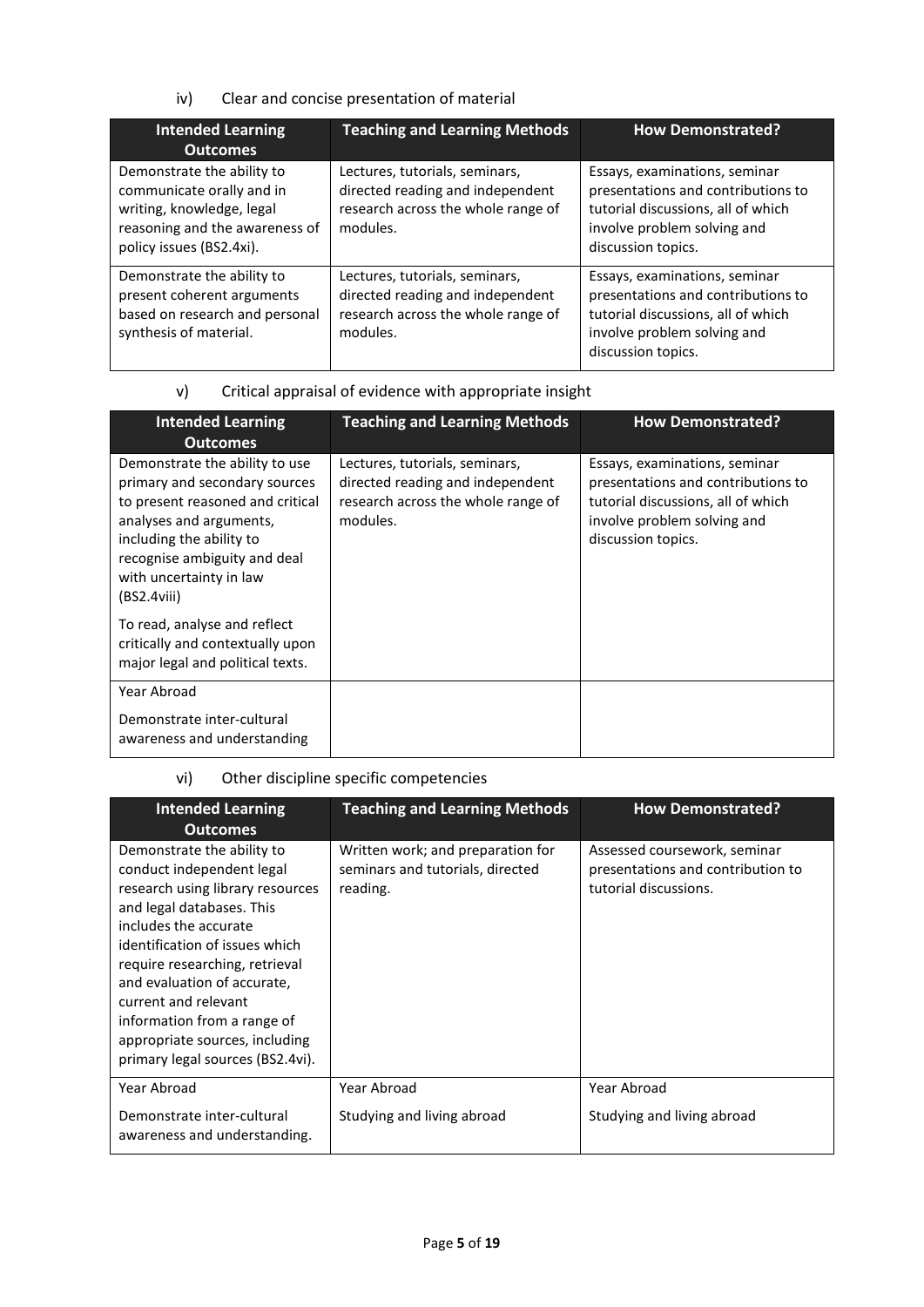iv) Clear and concise presentation of material

| Intended Learning Outcomes | Teaching and Learning Methods | How Demonstrated? |
|---|---|---|
| Demonstrate the ability to communicate orally and in writing, knowledge, legal reasoning and the awareness of policy issues (BS2.4xi). | Lectures, tutorials, seminars, directed reading and independent research across the whole range of modules. | Essays, examinations, seminar presentations and contributions to tutorial discussions, all of which involve problem solving and discussion topics. |
| Demonstrate the ability to present coherent arguments based on research and personal synthesis of material. | Lectures, tutorials, seminars, directed reading and independent research across the whole range of modules. | Essays, examinations, seminar presentations and contributions to tutorial discussions, all of which involve problem solving and discussion topics. |

v) Critical appraisal of evidence with appropriate insight

| Intended Learning Outcomes | Teaching and Learning Methods | How Demonstrated? |
|---|---|---|
| Demonstrate the ability to use primary and secondary sources to present reasoned and critical analyses and arguments, including the ability to recognise ambiguity and deal with uncertainty in law (BS2.4viii)<br><br>To read, analyse and reflect critically and contextually upon major legal and political texts. | Lectures, tutorials, seminars, directed reading and independent research across the whole range of modules. | Essays, examinations, seminar presentations and contributions to tutorial discussions, all of which involve problem solving and discussion topics. |
| Year Abroad<br><br>Demonstrate inter-cultural awareness and understanding | | |

vi) Other discipline specific competencies

| Intended Learning Outcomes | Teaching and Learning Methods | How Demonstrated? |
|---|---|---|
| Demonstrate the ability to conduct independent legal research using library resources and legal databases. This includes the accurate identification of issues which require researching, retrieval and evaluation of accurate, current and relevant information from a range of appropriate sources, including primary legal sources (BS2.4vi). | Written work; and preparation for seminars and tutorials, directed reading. | Assessed coursework, seminar presentations and contribution to tutorial discussions. |
| Year Abroad<br><br>Demonstrate inter-cultural awareness and understanding. | Year Abroad<br><br>Studying and living abroad | Year Abroad<br><br>Studying and living abroad |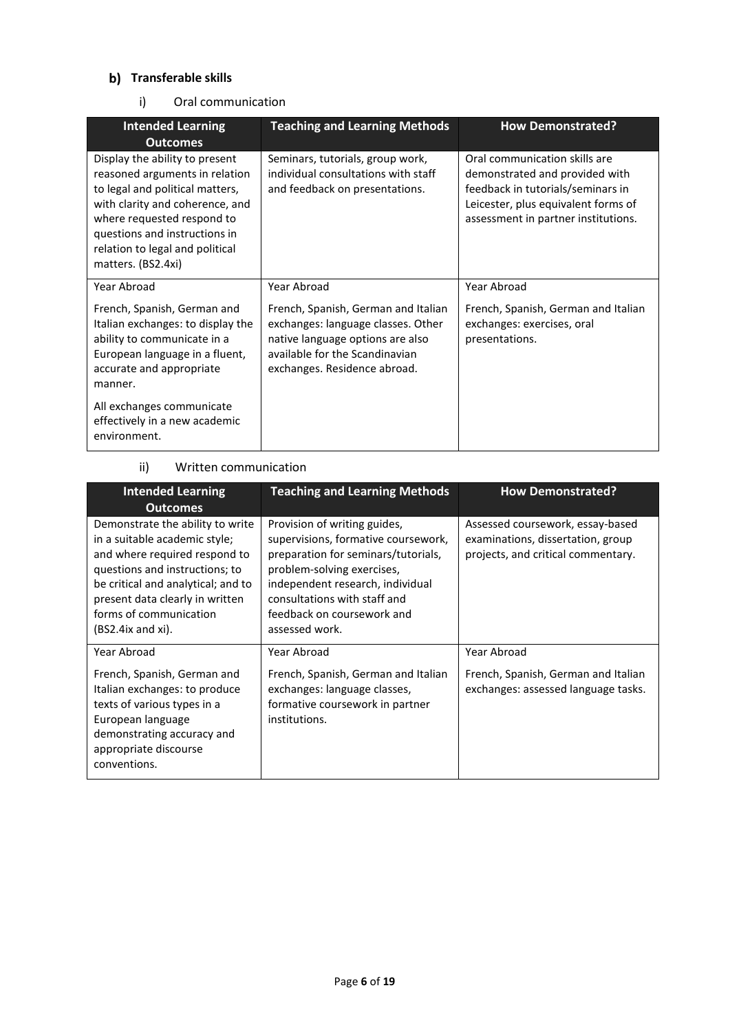### b) Transferable skills

#### i) Oral communication

| Intended Learning Outcomes | Teaching and Learning Methods | How Demonstrated? |
|---|---|---|
| Display the ability to present reasoned arguments in relation to legal and political matters, with clarity and coherence, and where requested respond to questions and instructions in relation to legal and political matters. (BS2.4xi) | Seminars, tutorials, group work, individual consultations with staff and feedback on presentations. | Oral communication skills are demonstrated and provided with feedback in tutorials/seminars in Leicester, plus equivalent forms of assessment in partner institutions. |
| Year Abroad<br><br>French, Spanish, German and Italian exchanges: to display the ability to communicate in a European language in a fluent, accurate and appropriate manner.<br><br>All exchanges communicate effectively in a new academic environment. | Year Abroad<br><br>French, Spanish, German and Italian exchanges: language classes. Other native language options are also available for the Scandinavian exchanges. Residence abroad. | Year Abroad<br><br>French, Spanish, German and Italian exchanges: exercises, oral presentations. |

#### ii) Written communication

| Intended Learning Outcomes | Teaching and Learning Methods | How Demonstrated? |
|---|---|---|
| Demonstrate the ability to write in a suitable academic style; and where required respond to questions and instructions; to be critical and analytical; and to present data clearly in written forms of communication (BS2.4ix and xi). | Provision of writing guides, supervisions, formative coursework, preparation for seminars/tutorials, problem-solving exercises, independent research, individual consultations with staff and feedback on coursework and assessed work. | Assessed coursework, essay-based examinations, dissertation, group projects, and critical commentary. |
| Year Abroad<br><br>French, Spanish, German and Italian exchanges: to produce texts of various types in a European language demonstrating accuracy and appropriate discourse conventions. | Year Abroad<br><br>French, Spanish, German and Italian exchanges: language classes, formative coursework in partner institutions. | Year Abroad<br><br>French, Spanish, German and Italian exchanges: assessed language tasks. |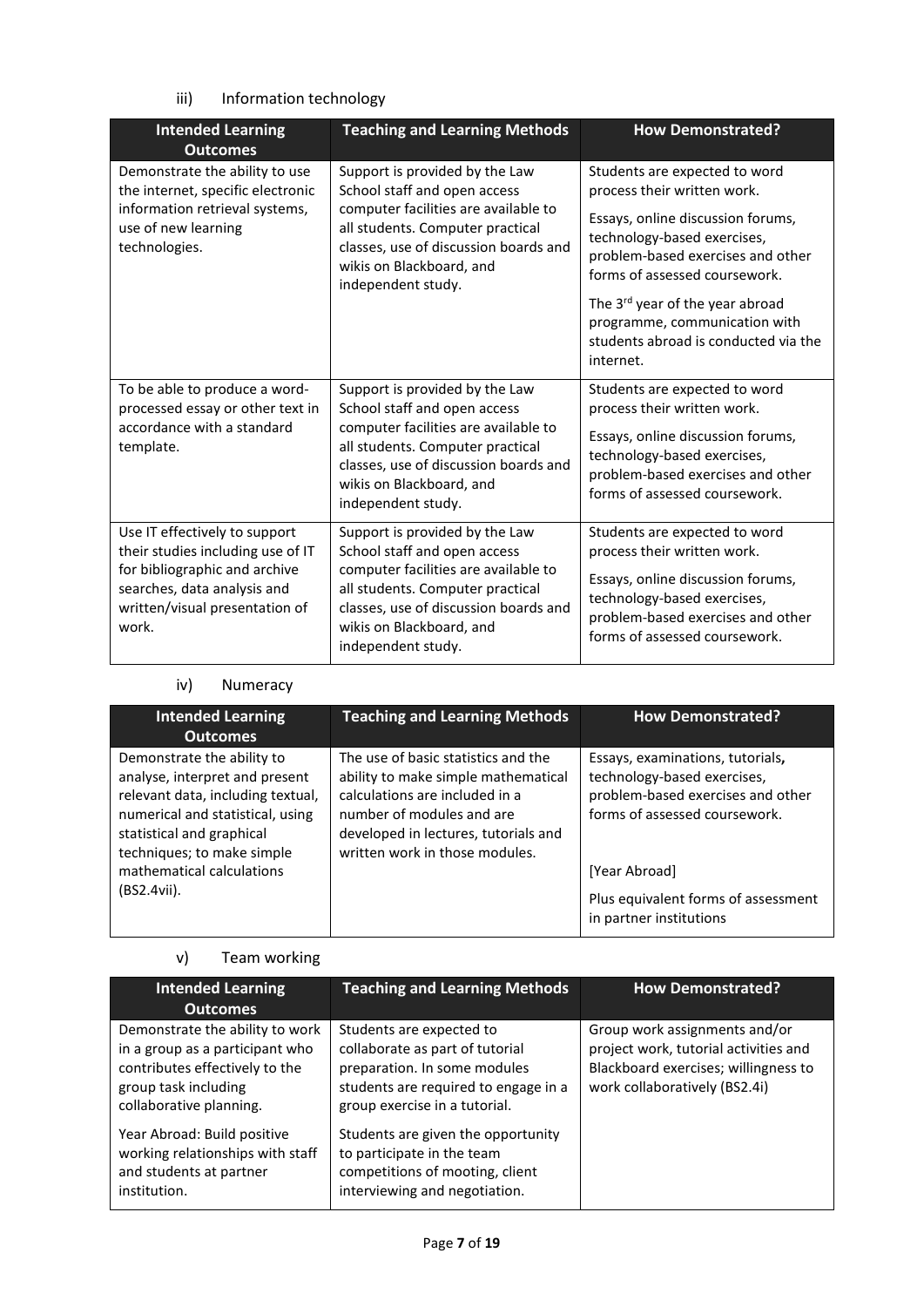iii) Information technology

| Intended Learning Outcomes | Teaching and Learning Methods | How Demonstrated? |
| --- | --- | --- |
| Demonstrate the ability to use the internet, specific electronic information retrieval systems, use of new learning technologies. | Support is provided by the Law School staff and open access computer facilities are available to all students. Computer practical classes, use of discussion boards and wikis on Blackboard, and independent study. | Students are expected to word process their written work.<br><br>Essays, online discussion forums, technology-based exercises, problem-based exercises and other forms of assessed coursework.<br><br>The 3rd year of the year abroad programme, communication with students abroad is conducted via the internet. |
| To be able to produce a word-processed essay or other text in accordance with a standard template. | Support is provided by the Law School staff and open access computer facilities are available to all students. Computer practical classes, use of discussion boards and wikis on Blackboard, and independent study. | Students are expected to word process their written work.<br><br>Essays, online discussion forums, technology-based exercises, problem-based exercises and other forms of assessed coursework. |
| Use IT effectively to support their studies including use of IT for bibliographic and archive searches, data analysis and written/visual presentation of work. | Support is provided by the Law School staff and open access computer facilities are available to all students. Computer practical classes, use of discussion boards and wikis on Blackboard, and independent study. | Students are expected to word process their written work.<br><br>Essays, online discussion forums, technology-based exercises, problem-based exercises and other forms of assessed coursework. |

iv) Numeracy

| Intended Learning Outcomes | Teaching and Learning Methods | How Demonstrated? |
| --- | --- | --- |
| Demonstrate the ability to analyse, interpret and present relevant data, including textual, numerical and statistical, using statistical and graphical techniques; to make simple mathematical calculations (BS2.4vii). | The use of basic statistics and the ability to make simple mathematical calculations are included in a number of modules and are developed in lectures, tutorials and written work in those modules. | Essays, examinations, tutorials, technology-based exercises, problem-based exercises and other forms of assessed coursework.<br><br>[Year Abroad]<br><br>Plus equivalent forms of assessment in partner institutions |

v) Team working

| Intended Learning Outcomes | Teaching and Learning Methods | How Demonstrated? |
| --- | --- | --- |
| Demonstrate the ability to work in a group as a participant who contributes effectively to the group task including collaborative planning.<br><br>Year Abroad: Build positive working relationships with staff and students at partner institution. | Students are expected to collaborate as part of tutorial preparation. In some modules students are required to engage in a group exercise in a tutorial.<br><br>Students are given the opportunity to participate in the team competitions of mooting, client interviewing and negotiation. | Group work assignments and/or project work, tutorial activities and Blackboard exercises; willingness to work collaboratively (BS2.4i) |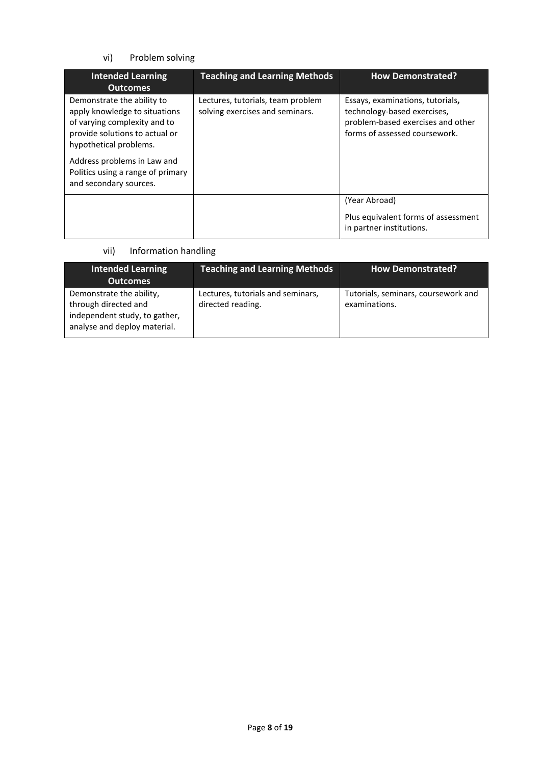vi) Problem solving

| Intended Learning Outcomes | Teaching and Learning Methods | How Demonstrated? |
| --- | --- | --- |
| Demonstrate the ability to apply knowledge to situations of varying complexity and to provide solutions to actual or hypothetical problems.<br><br>Address problems in Law and Politics using a range of primary and secondary sources. | Lectures, tutorials, team problem solving exercises and seminars. | Essays, examinations, tutorials, technology-based exercises, problem-based exercises and other forms of assessed coursework. |
| | | (Year Abroad)<br><br>Plus equivalent forms of assessment in partner institutions. |

vii) Information handling

| Intended Learning Outcomes | Teaching and Learning Methods | How Demonstrated? |
| --- | --- | --- |
| Demonstrate the ability, through directed and independent study, to gather, analyse and deploy material. | Lectures, tutorials and seminars, directed reading. | Tutorials, seminars, coursework and examinations. |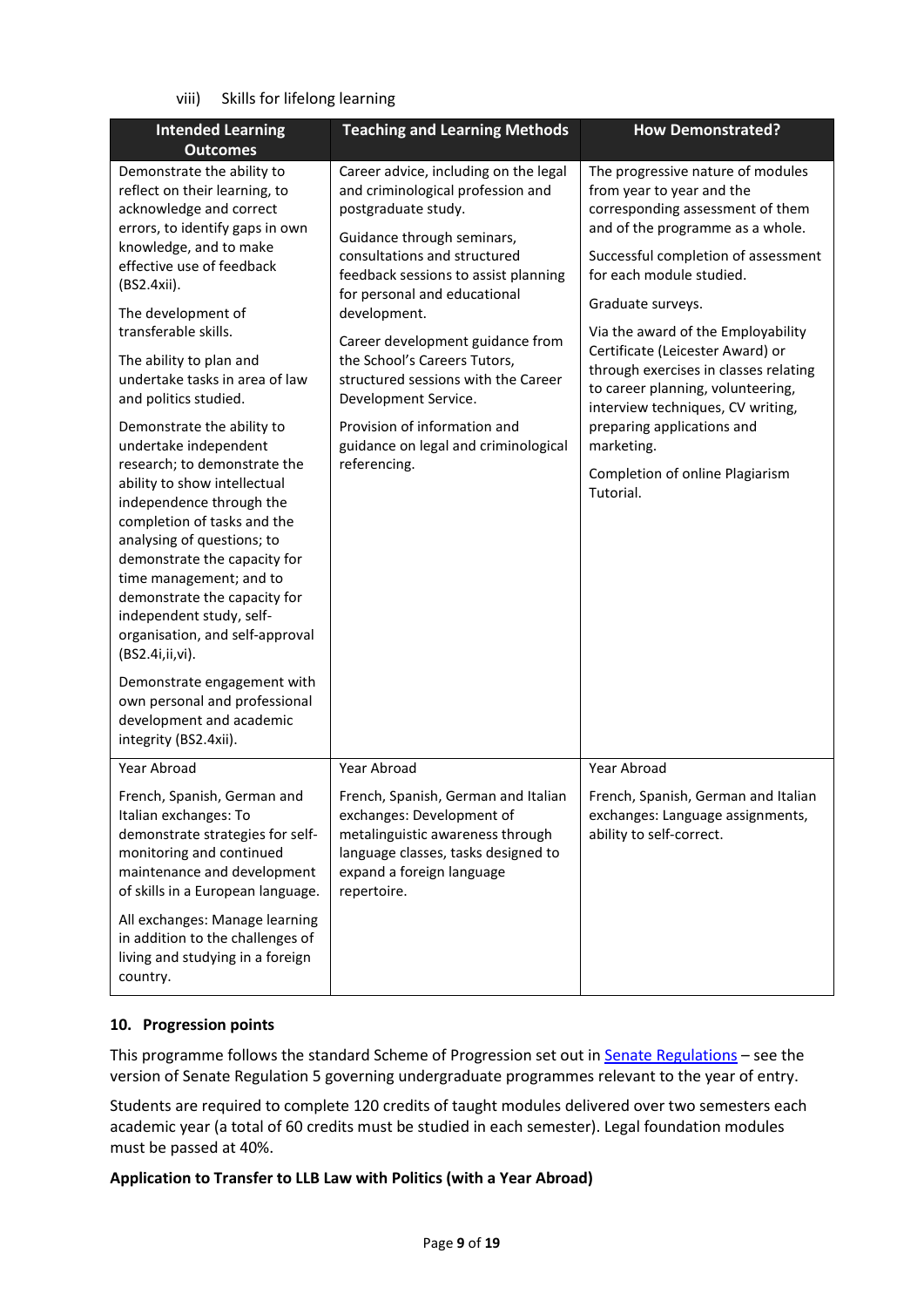viii) Skills for lifelong learning

| Intended Learning Outcomes | Teaching and Learning Methods | How Demonstrated? |
|---|---|---|
| Demonstrate the ability to reflect on their learning, to acknowledge and correct errors, to identify gaps in own knowledge, and to make effective use of feedback (BS2.4xii).<br><br>The development of transferable skills.<br><br>The ability to plan and undertake tasks in area of law and politics studied.<br><br>Demonstrate the ability to undertake independent research; to demonstrate the ability to show intellectual independence through the completion of tasks and the analysing of questions; to demonstrate the capacity for time management; and to demonstrate the capacity for independent study, self-organisation, and self-approval (BS2.4i,ii,vi).<br><br>Demonstrate engagement with own personal and professional development and academic integrity (BS2.4xii). | Career advice, including on the legal and criminological profession and postgraduate study.<br><br>Guidance through seminars, consultations and structured feedback sessions to assist planning for personal and educational development.<br><br>Career development guidance from the School's Careers Tutors, structured sessions with the Career Development Service.<br><br>Provision of information and guidance on legal and criminological referencing. | The progressive nature of modules from year to year and the corresponding assessment of them and of the programme as a whole.<br><br>Successful completion of assessment for each module studied.<br><br>Graduate surveys.<br><br>Via the award of the Employability Certificate (Leicester Award) or through exercises in classes relating to career planning, volunteering, interview techniques, CV writing, preparing applications and marketing.<br><br>Completion of online Plagiarism Tutorial. |
| Year Abroad<br><br>French, Spanish, German and Italian exchanges: To demonstrate strategies for self-monitoring and continued maintenance and development of skills in a European language.<br><br>All exchanges: Manage learning in addition to the challenges of living and studying in a foreign country. | Year Abroad<br><br>French, Spanish, German and Italian exchanges: Development of metalinguistic awareness through language classes, tasks designed to expand a foreign language repertoire. | Year Abroad<br><br>French, Spanish, German and Italian exchanges: Language assignments, ability to self-correct. |

## 10. Progression points

This programme follows the standard Scheme of Progression set out in Senate Regulations – see the version of Senate Regulation 5 governing undergraduate programmes relevant to the year of entry.

Students are required to complete 120 credits of taught modules delivered over two semesters each academic year (a total of 60 credits must be studied in each semester). Legal foundation modules must be passed at 40%.

**Application to Transfer to LLB Law with Politics (with a Year Abroad)**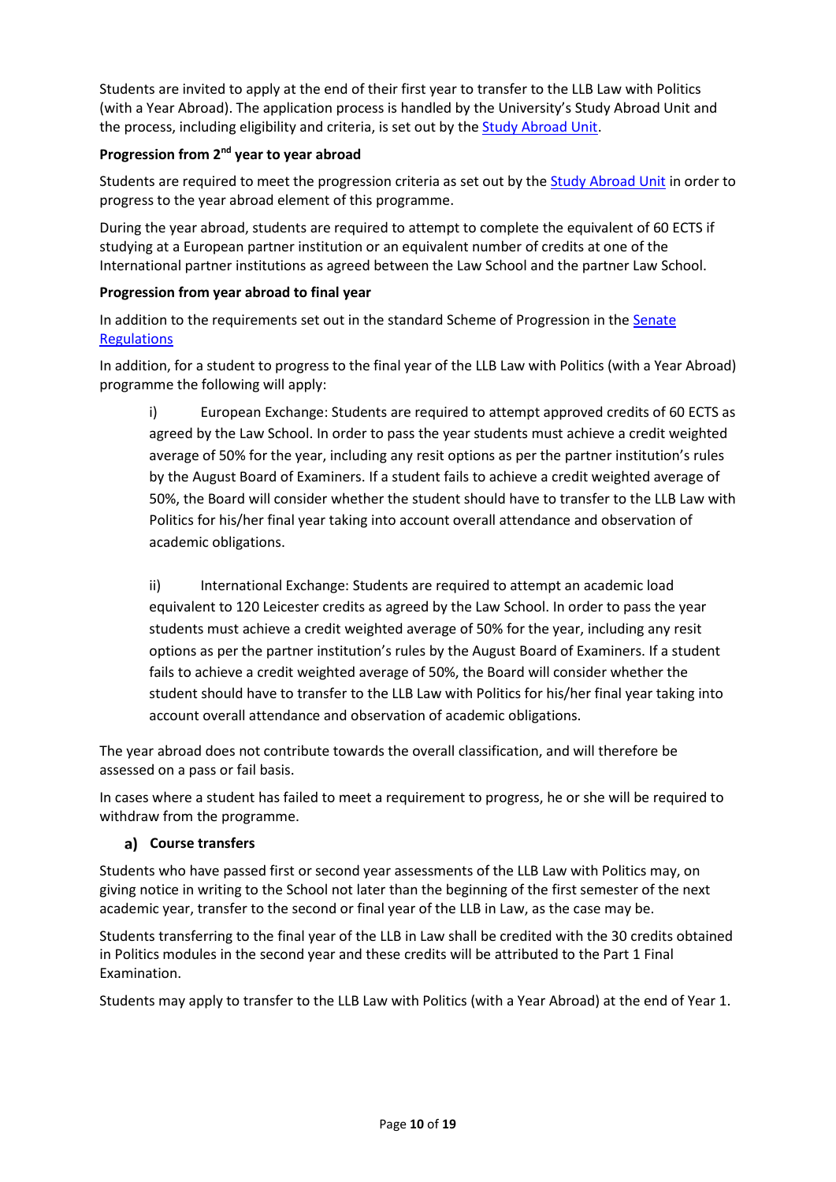Students are invited to apply at the end of their first year to transfer to the LLB Law with Politics (with a Year Abroad). The application process is handled by the University's Study Abroad Unit and the process, including eligibility and criteria, is set out by the [Study Abroad Unit].

**Progression from 2nd year to year abroad**

Students are required to meet the progression criteria as set out by the [Study Abroad Unit] in order to progress to the year abroad element of this programme.

During the year abroad, students are required to attempt to complete the equivalent of 60 ECTS if studying at a European partner institution or an equivalent number of credits at one of the International partner institutions as agreed between the Law School and the partner Law School.

**Progression from year abroad to final year**

In addition to the requirements set out in the standard Scheme of Progression in the [Senate Regulations]

In addition, for a student to progress to the final year of the LLB Law with Politics (with a Year Abroad) programme the following will apply:

i) European Exchange: Students are required to attempt approved credits of 60 ECTS as agreed by the Law School. In order to pass the year students must achieve a credit weighted average of 50% for the year, including any resit options as per the partner institution's rules by the August Board of Examiners. If a student fails to achieve a credit weighted average of 50%, the Board will consider whether the student should have to transfer to the LLB Law with Politics for his/her final year taking into account overall attendance and observation of academic obligations.

ii) International Exchange: Students are required to attempt an academic load equivalent to 120 Leicester credits as agreed by the Law School. In order to pass the year students must achieve a credit weighted average of 50% for the year, including any resit options as per the partner institution's rules by the August Board of Examiners. If a student fails to achieve a credit weighted average of 50%, the Board will consider whether the student should have to transfer to the LLB Law with Politics for his/her final year taking into account overall attendance and observation of academic obligations.

The year abroad does not contribute towards the overall classification, and will therefore be assessed on a pass or fail basis.

In cases where a student has failed to meet a requirement to progress, he or she will be required to withdraw from the programme.

### a) Course transfers

Students who have passed first or second year assessments of the LLB Law with Politics may, on giving notice in writing to the School not later than the beginning of the first semester of the next academic year, transfer to the second or final year of the LLB in Law, as the case may be.

Students transferring to the final year of the LLB in Law shall be credited with the 30 credits obtained in Politics modules in the second year and these credits will be attributed to the Part 1 Final Examination.

Students may apply to transfer to the LLB Law with Politics (with a Year Abroad) at the end of Year 1.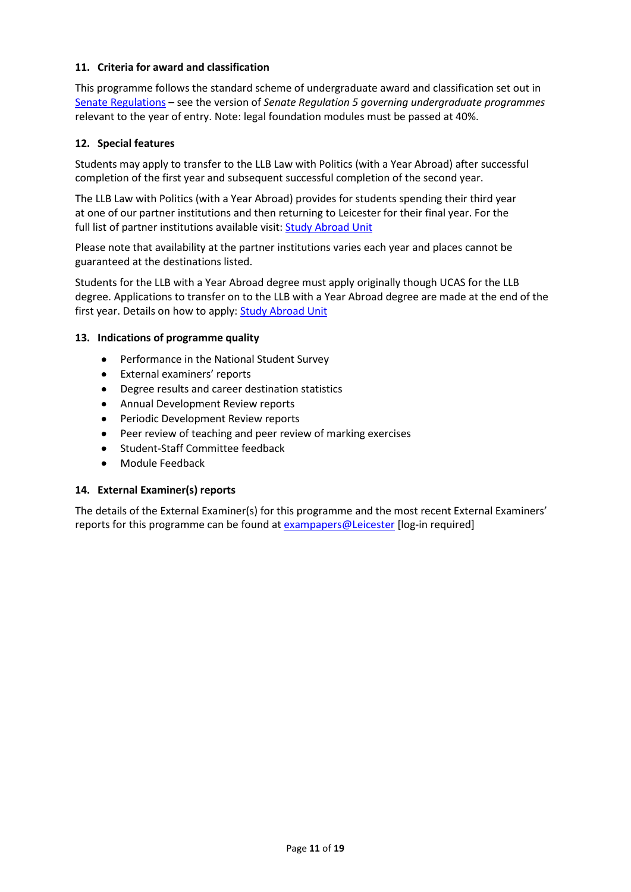### 11. Criteria for award and classification

This programme follows the standard scheme of undergraduate award and classification set out in [Senate Regulations](Senate Regulations) – see the version of *Senate Regulation 5 governing undergraduate programmes* relevant to the year of entry. Note: legal foundation modules must be passed at 40%.

### 12. Special features

Students may apply to transfer to the LLB Law with Politics (with a Year Abroad) after successful completion of the first year and subsequent successful completion of the second year.

The LLB Law with Politics (with a Year Abroad) provides for students spending their third year at one of our partner institutions and then returning to Leicester for their final year. For the full list of partner institutions available visit: Study Abroad Unit

Please note that availability at the partner institutions varies each year and places cannot be guaranteed at the destinations listed.

Students for the LLB with a Year Abroad degree must apply originally though UCAS for the LLB degree. Applications to transfer on to the LLB with a Year Abroad degree are made at the end of the first year. Details on how to apply: Study Abroad Unit

### 13. Indications of programme quality

- Performance in the National Student Survey
- External examiners' reports
- Degree results and career destination statistics
- Annual Development Review reports
- Periodic Development Review reports
- Peer review of teaching and peer review of marking exercises
- Student-Staff Committee feedback
- Module Feedback

### 14. External Examiner(s) reports

The details of the External Examiner(s) for this programme and the most recent External Examiners' reports for this programme can be found at exampapers@Leicester [log-in required]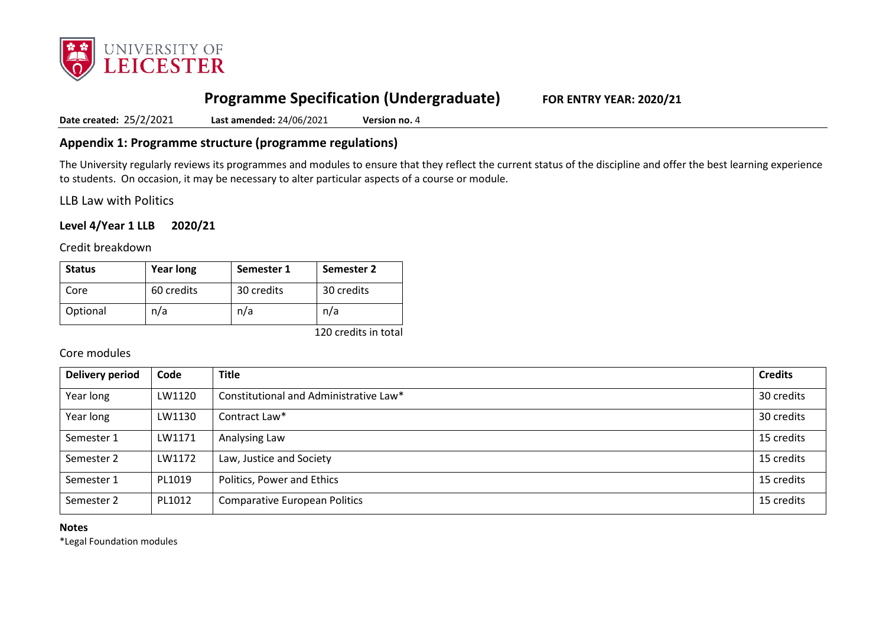UNIVERSITY OF LEICESTER

# Programme Specification (Undergraduate) FOR ENTRY YEAR: 2020/21

**Date created:** 25/2/2021 **Last amended:** 24/06/2021 **Version no.** 4

## Appendix 1: Programme structure (programme regulations)

The University regularly reviews its programmes and modules to ensure that they reflect the current status of the discipline and offer the best learning experience to students. On occasion, it may be necessary to alter particular aspects of a course or module.

LLB Law with Politics

### Level 4/Year 1 LLB 2020/21

Credit breakdown

| Status | Year long | Semester 1 | Semester 2 |
|---|---|---|---|
| Core | 60 credits | 30 credits | 30 credits |
| Optional | n/a | n/a | n/a |

120 credits in total

Core modules

| Delivery period | Code | Title | Credits |
|---|---|---|---|
| Year long | LW1120 | Constitutional and Administrative Law* | 30 credits |
| Year long | LW1130 | Contract Law* | 30 credits |
| Semester 1 | LW1171 | Analysing Law | 15 credits |
| Semester 2 | LW1172 | Law, Justice and Society | 15 credits |
| Semester 1 | PL1019 | Politics, Power and Ethics | 15 credits |
| Semester 2 | PL1012 | Comparative European Politics | 15 credits |

**Notes**

*Legal Foundation modules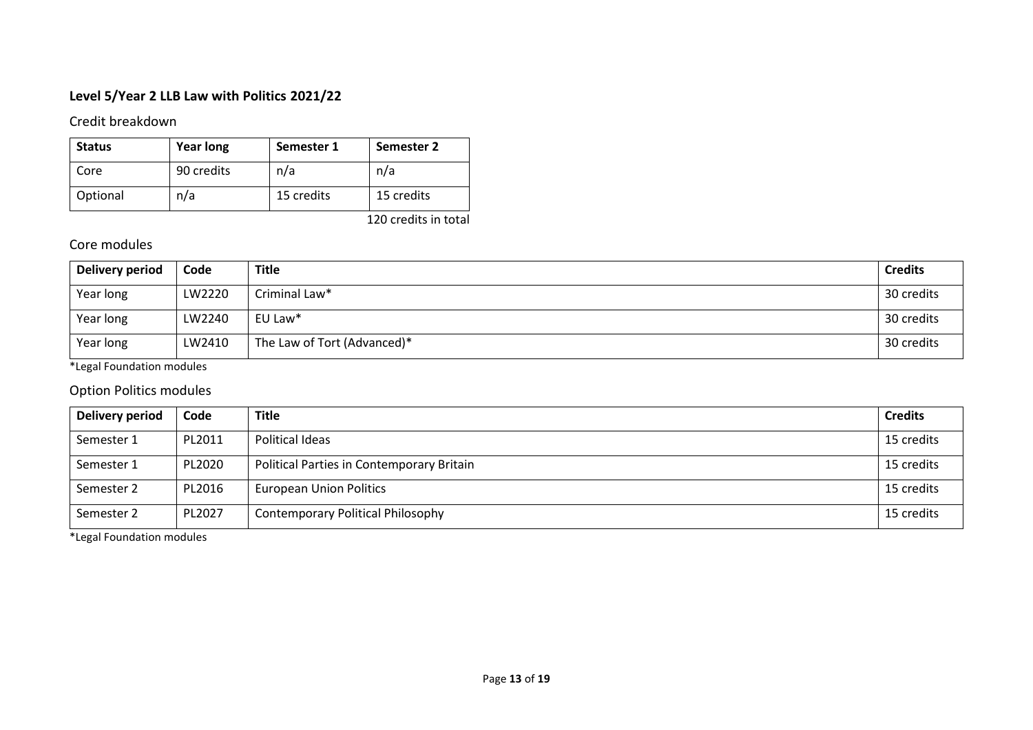**Level 5/Year 2 LLB Law with Politics 2021/22**

## Credit breakdown

| Status | Year long | Semester 1 | Semester 2 |
|---|---|---|---|
| Core | 90 credits | n/a | n/a |
| Optional | n/a | 15 credits | 15 credits |

120 credits in total

## Core modules

| Delivery period | Code | Title | Credits |
|---|---|---|---|
| Year long | LW2220 | Criminal Law* | 30 credits |
| Year long | LW2240 | EU Law* | 30 credits |
| Year long | LW2410 | The Law of Tort (Advanced)* | 30 credits |

*Legal Foundation modules

## Option Politics modules

| Delivery period | Code | Title | Credits |
|---|---|---|---|
| Semester 1 | PL2011 | Political Ideas | 15 credits |
| Semester 1 | PL2020 | Political Parties in Contemporary Britain | 15 credits |
| Semester 2 | PL2016 | European Union Politics | 15 credits |
| Semester 2 | PL2027 | Contemporary Political Philosophy | 15 credits |

*Legal Foundation modules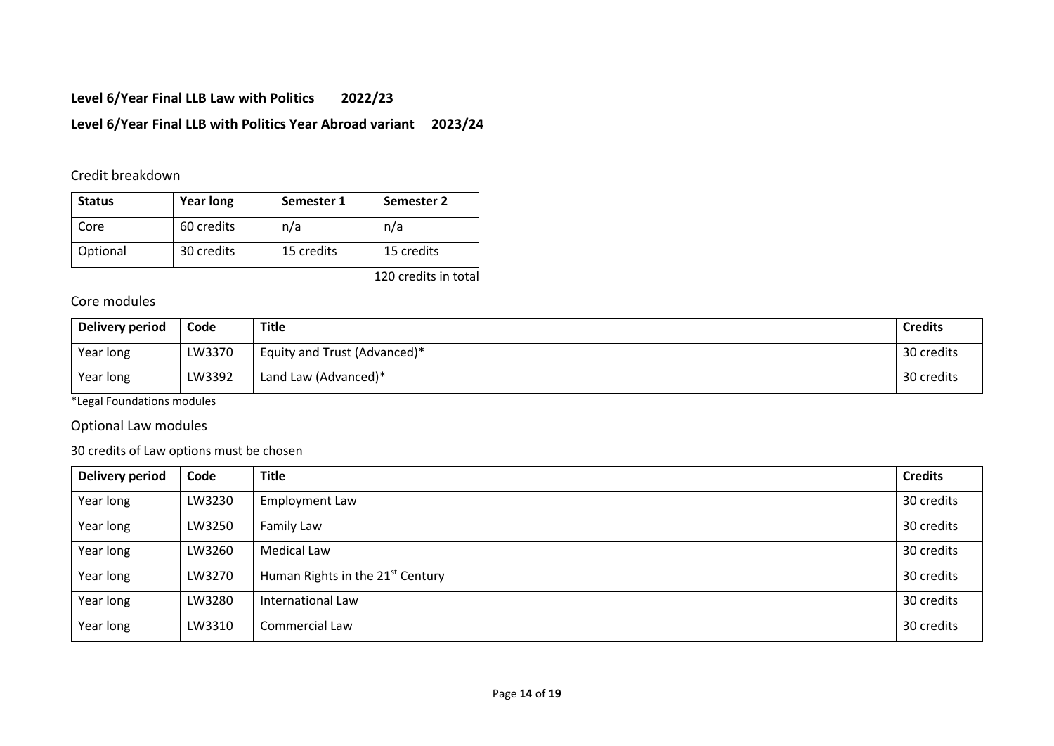**Level 6/Year Final LLB Law with Politics 2022/23**

**Level 6/Year Final LLB with Politics Year Abroad variant 2023/24**

## Credit breakdown

| Status | Year long | Semester 1 | Semester 2 |
|---|---|---|---|
| Core | 60 credits | n/a | n/a |
| Optional | 30 credits | 15 credits | 15 credits |

120 credits in total

## Core modules

| Delivery period | Code | Title | Credits |
|---|---|---|---|
| Year long | LW3370 | Equity and Trust (Advanced)* | 30 credits |
| Year long | LW3392 | Land Law (Advanced)* | 30 credits |

*Legal Foundations modules

## Optional Law modules

30 credits of Law options must be chosen

| Delivery period | Code | Title | Credits |
|---|---|---|---|
| Year long | LW3230 | Employment Law | 30 credits |
| Year long | LW3250 | Family Law | 30 credits |
| Year long | LW3260 | Medical Law | 30 credits |
| Year long | LW3270 | Human Rights in the 21st Century | 30 credits |
| Year long | LW3280 | International Law | 30 credits |
| Year long | LW3310 | Commercial Law | 30 credits |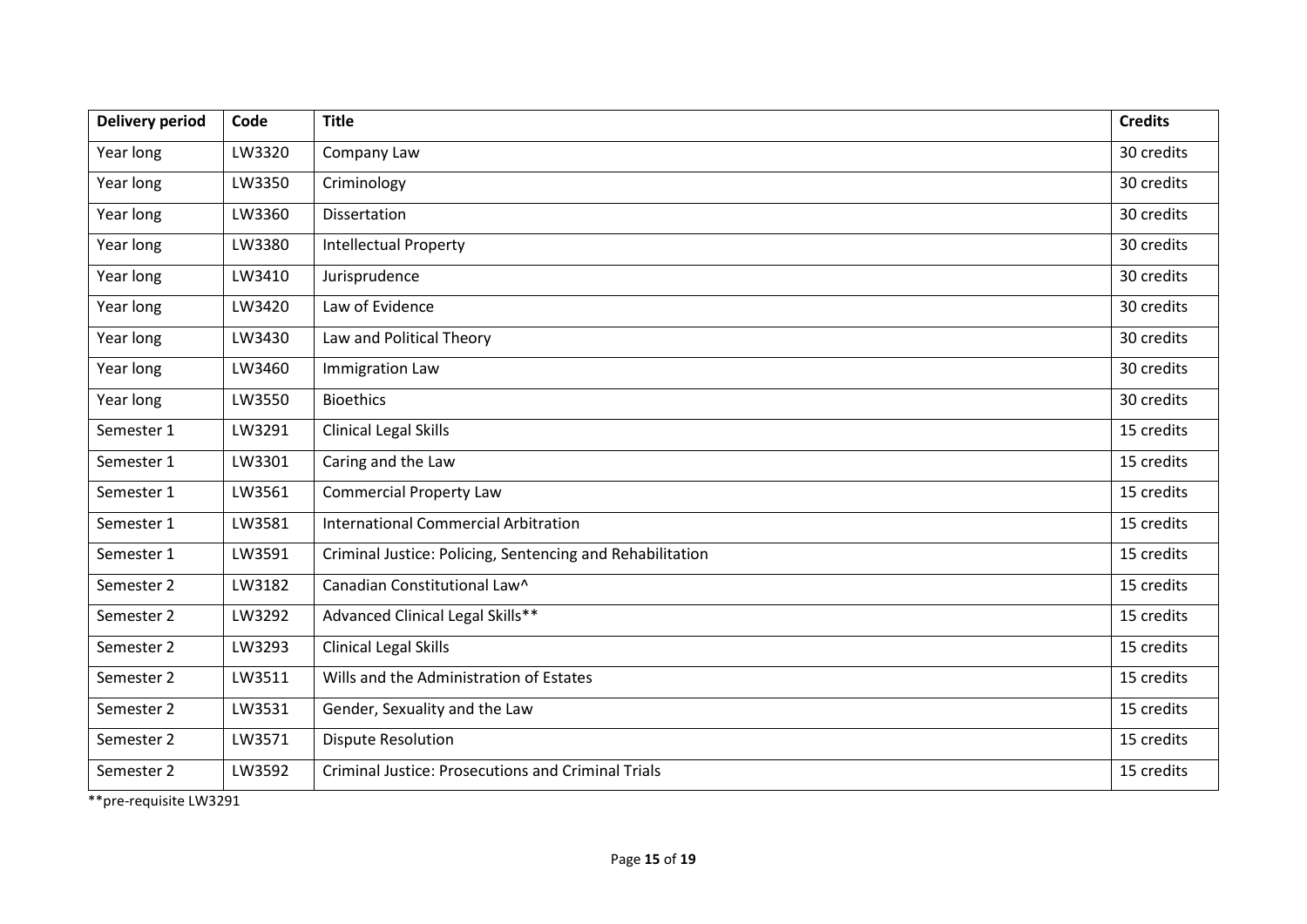| Delivery period | Code | Title | Credits |
|---|---|---|---|
| Year long | LW3320 | Company Law | 30 credits |
| Year long | LW3350 | Criminology | 30 credits |
| Year long | LW3360 | Dissertation | 30 credits |
| Year long | LW3380 | Intellectual Property | 30 credits |
| Year long | LW3410 | Jurisprudence | 30 credits |
| Year long | LW3420 | Law of Evidence | 30 credits |
| Year long | LW3430 | Law and Political Theory | 30 credits |
| Year long | LW3460 | Immigration Law | 30 credits |
| Year long | LW3550 | Bioethics | 30 credits |
| Semester 1 | LW3291 | Clinical Legal Skills | 15 credits |
| Semester 1 | LW3301 | Caring and the Law | 15 credits |
| Semester 1 | LW3561 | Commercial Property Law | 15 credits |
| Semester 1 | LW3581 | International Commercial Arbitration | 15 credits |
| Semester 1 | LW3591 | Criminal Justice: Policing, Sentencing and Rehabilitation | 15 credits |
| Semester 2 | LW3182 | Canadian Constitutional Law^ | 15 credits |
| Semester 2 | LW3292 | Advanced Clinical Legal Skills** | 15 credits |
| Semester 2 | LW3293 | Clinical Legal Skills | 15 credits |
| Semester 2 | LW3511 | Wills and the Administration of Estates | 15 credits |
| Semester 2 | LW3531 | Gender, Sexuality and the Law | 15 credits |
| Semester 2 | LW3571 | Dispute Resolution | 15 credits |
| Semester 2 | LW3592 | Criminal Justice: Prosecutions and Criminal Trials | 15 credits |

**pre-requisite LW3291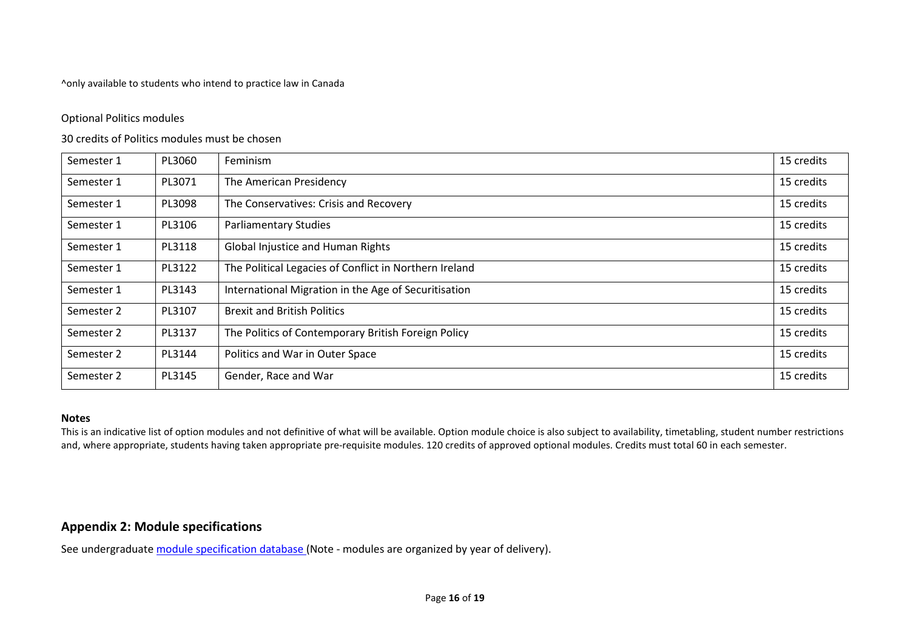^only available to students who intend to practice law in Canada

Optional Politics modules

30 credits of Politics modules must be chosen

| Semester 1 | PL3060 | Feminism | 15 credits |
|---|---|---|---|
| Semester 1 | PL3071 | The American Presidency | 15 credits |
| Semester 1 | PL3098 | The Conservatives: Crisis and Recovery | 15 credits |
| Semester 1 | PL3106 | Parliamentary Studies | 15 credits |
| Semester 1 | PL3118 | Global Injustice and Human Rights | 15 credits |
| Semester 1 | PL3122 | The Political Legacies of Conflict in Northern Ireland | 15 credits |
| Semester 1 | PL3143 | International Migration in the Age of Securitisation | 15 credits |
| Semester 2 | PL3107 | Brexit and British Politics | 15 credits |
| Semester 2 | PL3137 | The Politics of Contemporary British Foreign Policy | 15 credits |
| Semester 2 | PL3144 | Politics and War in Outer Space | 15 credits |
| Semester 2 | PL3145 | Gender, Race and War | 15 credits |

**Notes**

This is an indicative list of option modules and not definitive of what will be available. Option module choice is also subject to availability, timetabling, student number restrictions and, where appropriate, students having taken appropriate pre-requisite modules. 120 credits of approved optional modules. Credits must total 60 in each semester.

## Appendix 2: Module specifications

See undergraduate module specification database (Note - modules are organized by year of delivery).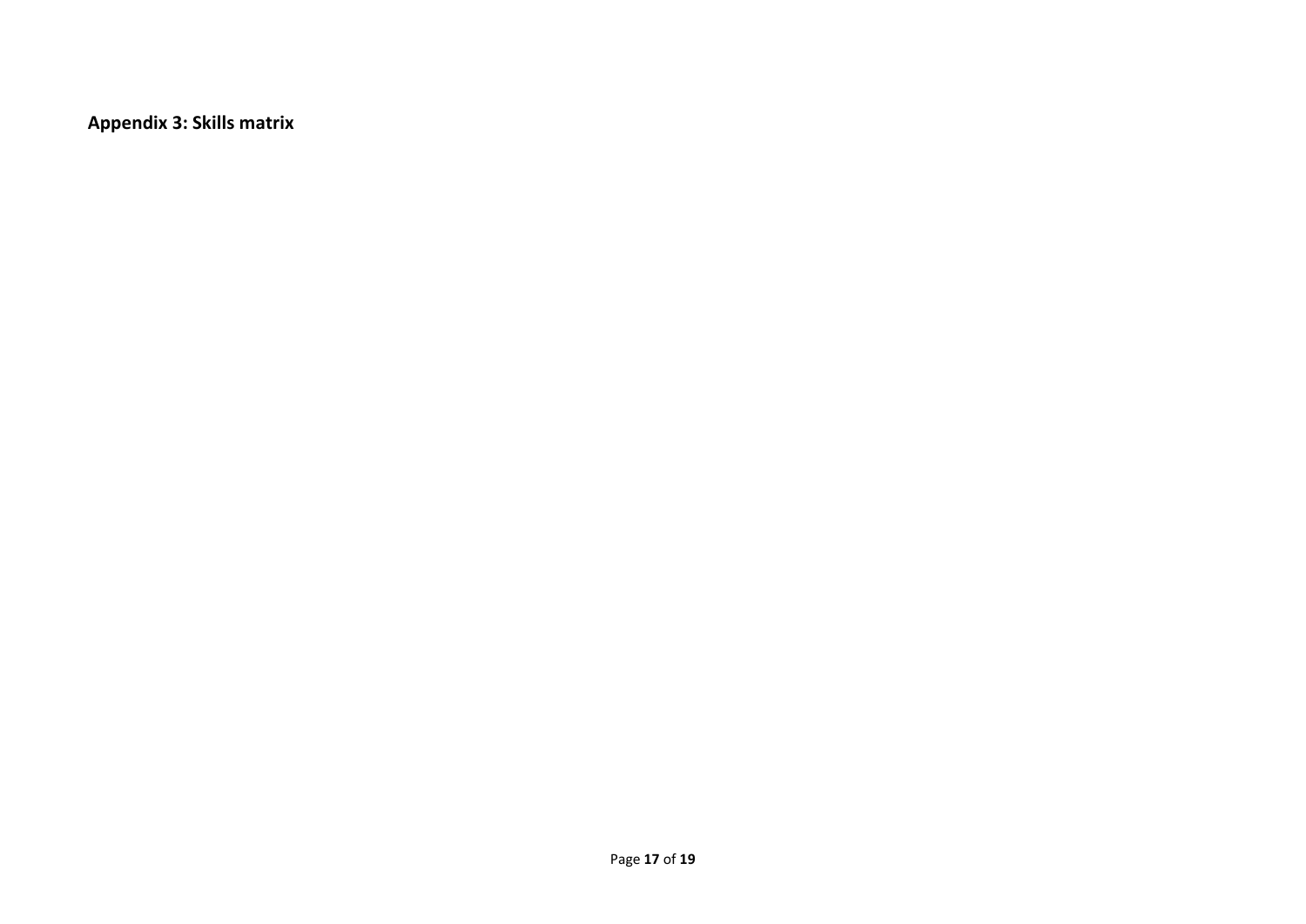**Appendix 3: Skills matrix**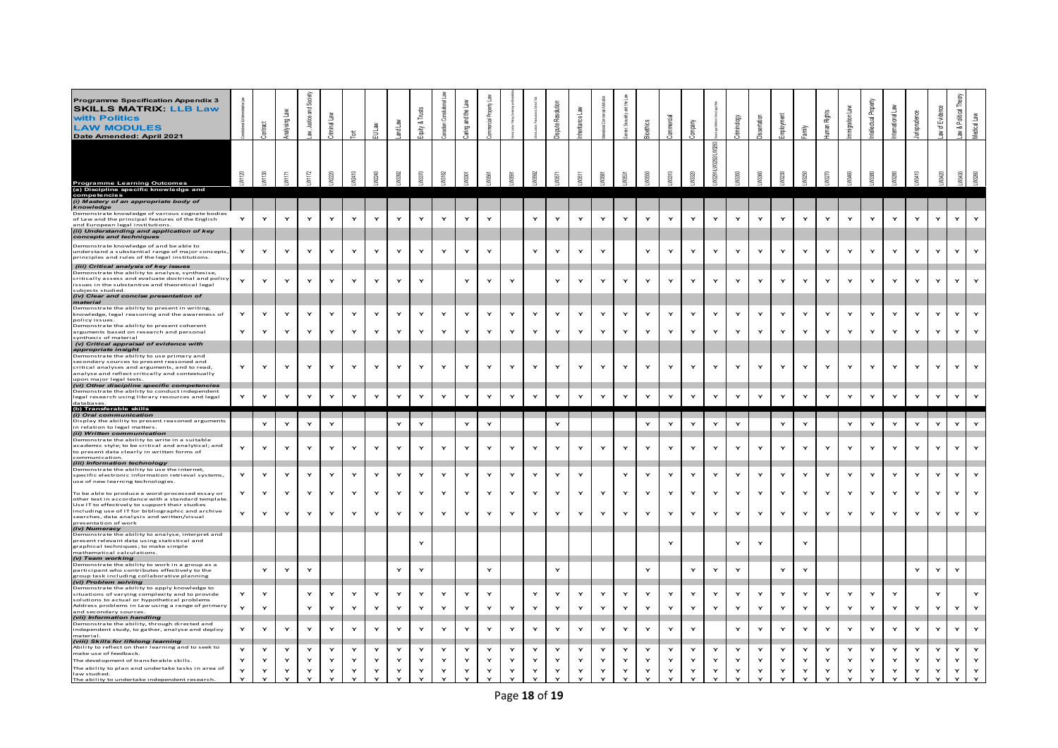**Programme Specification Appendix 3**

**SKILLS MATRIX: LLB Law with Politics**

**LAW MODULES**

**Date Amended: April 2021**

| Programme Learning Outcomes | Constitutional & Administrative Law | Contract | Analysing Law | Law, Justice and Society | Criminal Law | Tort | EU Law | Land Law | Equity & Trusts | Canadian Constitutional Law | Caring and the Law | Commercial Property Law | Criminal Justice: Policing, Sentencing and Punishment | Criminal Justice: Prosecution and Criminal Trials | Dispute Resolution | Inheritance Law | International Commercial Arbitration | Gender, Sexuality and the Law | Bioethics | Commercial | Company | Clinical Legal Education | Criminology | Dissertation | Employment | Family | Human Rights | Immigration Law | Intellectual Property | International Law | Jurisprudence | Law of Evidence | Law & Political Theory | Medical Law |
|---|---|---|---|---|---|---|---|---|---|---|---|---|---|---|---|---|---|---|---|---|---|---|---|---|---|---|---|---|---|---|---|---|---|---|
| | LWI1120 | LWI1130 | LWI1171 | LWI1172 | LWI2220 | LWI2410 | LWI2240 | LWI3582 | LWI3370 | LWI3182 | LWI3301 | LWI3561 | LWI3591 | LWI3592 | LWI3571 | LWI3511 | LWI3581 | LWI3531 | LWI3550 | LWI3310 | LWI3320 | LWI3291/LWI3292/LWI3293 | LWI3350 | LWI3360 | LWI3230 | LWI3250 | LWI3270 | LWI3460 | LWI3380 | LWI3280 | LWI3410 | LWI3420 | LWI3430 | LWI3260 |
| **(a) Discipline specific knowledge and competencies** | | | | | | | | | | | | | | | | | | | | | | | | | | | | | | | | | | |
| ***(i) Mastery of an appropriate body of knowledge*** | | | | | | | | | | | | | | | | | | | | | | | | | | | | | | | | | | |
| Demonstrate knowledge of various cognate bodies of Law and the principal features of the English and European legal institutions. | Y | Y | Y | Y | Y | Y | Y | Y | Y | Y | Y | Y | | Y | Y | Y | Y | Y | Y | Y | Y | Y | Y | Y | Y | Y | Y | Y | Y | Y | Y | Y | Y | Y |
| ***(ii) Understanding and application of key concepts and techniques*** | | | | | | | | | | | | | | | | | | | | | | | | | | | | | | | | | | |
| Demonstrate knowledge of and be able to understand a substantial range of major concepts, principles and rules of the legal institutions. | Y | Y | Y | Y | Y | Y | Y | Y | Y | Y | Y | Y | | Y | Y | Y | Y | | Y | Y | Y | Y | Y | Y | Y | Y | Y | Y | Y | Y | Y | Y | Y | Y |
| ***(iii) Critical analysis of key issues*** | | | | | | | | | | | | | | | | | | | | | | | | | | | | | | | | | | |
| Demonstrate the ability to analyse, synthesise, critically assess and evaluate doctrinal and policy issues in the substantive and theoretical legal subjects studied. | Y | Y | Y | Y | Y | Y | Y | Y | Y | | Y | Y | Y | | Y | Y | Y | Y | Y | Y | Y | Y | Y | Y | Y | Y | Y | Y | Y | Y | Y | Y | Y | Y |
| ***(iv) Clear and concise presentation of material*** | | | | | | | | | | | | | | | | | | | | | | | | | | | | | | | | | | |
| Demonstrate the ability to present in writing, knowledge, legal reasoning and the awareness of policy issues. | Y | Y | Y | Y | Y | Y | Y | Y | Y | Y | Y | Y | Y | Y | Y | Y | Y | Y | Y | Y | Y | Y | Y | Y | Y | Y | Y | Y | Y | Y | Y | Y | Y | Y |
| Demonstrate the ability to present coherent arguments based on research and personal synthesis of material | Y | Y | Y | Y | Y | Y | Y | Y | Y | Y | Y | Y | Y | Y | Y | Y | Y | Y | Y | Y | Y | Y | Y | Y | Y | Y | Y | Y | Y | Y | Y | Y | Y | Y |
| ***(v) Critical appraisal of evidence with appropriate insight*** | | | | | | | | | | | | | | | | | | | | | | | | | | | | | | | | | | |
| Demonstrate the ability to use primary and secondary sources to present reasoned and critical analyses and arguments, and to read, analyse and reflect critically and contextually upon major legal texts. | Y | Y | Y | Y | Y | Y | Y | Y | Y | Y | Y | Y | Y | Y | Y | Y | Y | Y | Y | Y | Y | Y | Y | Y | Y | Y | Y | Y | Y | Y | Y | Y | Y | Y |
| ***(vi) Other discipline specific competencies*** | | | | | | | | | | | | | | | | | | | | | | | | | | | | | | | | | | |
| Demonstrate the ability to conduct independent legal research using library resources and legal databases. | Y | Y | Y | Y | Y | Y | Y | Y | Y | Y | Y | Y | Y | Y | Y | Y | Y | Y | Y | Y | Y | Y | Y | Y | Y | Y | Y | Y | Y | Y | Y | Y | Y | Y |
| **(b) Transferable skills** | | | | | | | | | | | | | | | | | | | | | | | | | | | | | | | | | | |
| ***(i) Oral communication*** | | | | | | | | | | | | | | | | | | | | | | | | | | | | | | | | | | |
| Display the ability to present reasoned arguments in relation to legal matters. | | Y | Y | Y | Y | | | Y | Y | | Y | Y | | | Y | | | | Y | Y | Y | Y | Y | | Y | Y | | Y | Y | Y | Y | Y | Y | Y |
| ***(ii) Written communication*** | | | | | | | | | | | | | | | | | | | | | | | | | | | | | | | | | | |
| Demonstrate the ability to write in a suitable academic style; to be critical and analytical; and to present data clearly in written forms of communication. | Y | Y | Y | Y | Y | Y | Y | Y | Y | Y | Y | Y | Y | Y | Y | Y | Y | Y | Y | Y | Y | Y | Y | Y | Y | Y | Y | Y | Y | Y | Y | Y | Y | Y |
| ***(iii) Information technology*** | | | | | | | | | | | | | | | | | | | | | | | | | | | | | | | | | | |
| Demonstrate the ability to use the internet, specific electronic information retrieval systems, use of new learning technologies. | Y | Y | Y | Y | Y | Y | Y | Y | Y | Y | Y | Y | Y | Y | Y | Y | | Y | Y | Y | Y | Y | Y | Y | Y | Y | Y | Y | Y | Y | Y | Y | Y | Y |
| To be able to produce a word-processed essay or other text in accordance with a standard template. | Y | Y | Y | Y | Y | Y | Y | Y | Y | Y | Y | Y | Y | Y | Y | Y | Y | Y | Y | Y | Y | Y | Y | Y | Y | Y | Y | Y | Y | Y | Y | Y | Y | Y |
| Use IT to effectively to support their studies including use of IT for bibliographic and archive searches, data analysis and written/visual presentation of work | Y | Y | Y | Y | Y | Y | Y | Y | Y | Y | Y | Y | Y | Y | Y | Y | Y | Y | Y | Y | Y | Y | Y | Y | Y | Y | Y | Y | Y | Y | Y | Y | Y | Y |
| ***(iv) Numeracy*** | | | | | | | | | | | | | | | | | | | | | | | | | | | | | | | | | | |
| Demonstrate the ability to analyse, interpret and present relevant data using statistical and graphical techniques; to make simple mathematical calculations. | | | | | | | | | Y | | | | | | | | | | | Y | | | Y | Y | | Y | | | | | | | | |
| ***(v) Team working*** | | | | | | | | | | | | | | | | | | | | | | | | | | | | | | | | | | |
| Demonstrate the ability to work in a group as a participant who contributes effectively to the group task including collaborative planning | | Y | Y | Y | | | | Y | Y | | | Y | | | Y | | | | Y | | Y | Y | Y | | Y | Y | | | | | Y | Y | Y | |
| ***(vi) Problem solving*** | | | | | | | | | | | | | | | | | | | | | | | | | | | | | | | | | | |
| Demonstrate the ability to apply knowledge to situations of varying complexity and to provide solutions to actual or hypothetical problems | Y | Y | | Y | Y | Y | Y | Y | Y | Y | Y | Y | | Y | Y | Y | Y | Y | Y | Y | Y | Y | Y | Y | Y | Y | Y | Y | Y | Y | | Y | | Y |
| Address problems in Law using a range of primary and secondary sources. | Y | Y | | Y | Y | Y | Y | Y | Y | Y | Y | Y | Y | | Y | Y | Y | Y | Y | Y | Y | Y | Y | Y | Y | Y | Y | Y | Y | Y | Y | Y | Y | Y |
| ***(vii) Information handling*** | | | | | | | | | | | | | | | | | | | | | | | | | | | | | | | | | | |
| Demonstrate the ability, through directed and independent study, to gather, analyse and deploy material. | Y | Y | Y | Y | Y | Y | Y | Y | Y | Y | Y | Y | Y | Y | Y | Y | Y | Y | Y | Y | Y | | Y | Y | Y | Y | Y | Y | Y | Y | Y | Y | Y | Y |
| ***(viii) Skills for lifelong learning*** | | | | | | | | | | | | | | | | | | | | | | | | | | | | | | | | | | |
| Ability to reflect on their learning and to seek to make use of feedback. | Y | Y | Y | Y | Y | Y | Y | Y | Y | Y | Y | Y | Y | Y | Y | Y | Y | Y | Y | Y | Y | Y | Y | Y | Y | Y | Y | Y | Y | Y | Y | Y | Y | Y |
| The development of transferable skills. | Y | Y | Y | Y | Y | Y | Y | Y | Y | Y | Y | Y | Y | Y | Y | Y | Y | Y | Y | Y | Y | Y | Y | Y | Y | Y | Y | Y | Y | Y | Y | Y | Y | Y |
| The ability to plan and undertake tasks in area of law studied. | Y | Y | Y | Y | Y | Y | Y | Y | Y | Y | Y | Y | Y | Y | Y | Y | Y | Y | Y | Y | Y | Y | Y | Y | Y | Y | Y | Y | Y | Y | Y | Y | Y | Y |
| The ability to undertake independent research. | Y | Y | Y | Y | Y | Y | Y | Y | Y | Y | Y | Y | Y | Y | Y | Y | Y | Y | Y | Y | Y | Y | Y | Y | Y | Y | Y | Y | Y | Y | Y | Y | Y | Y |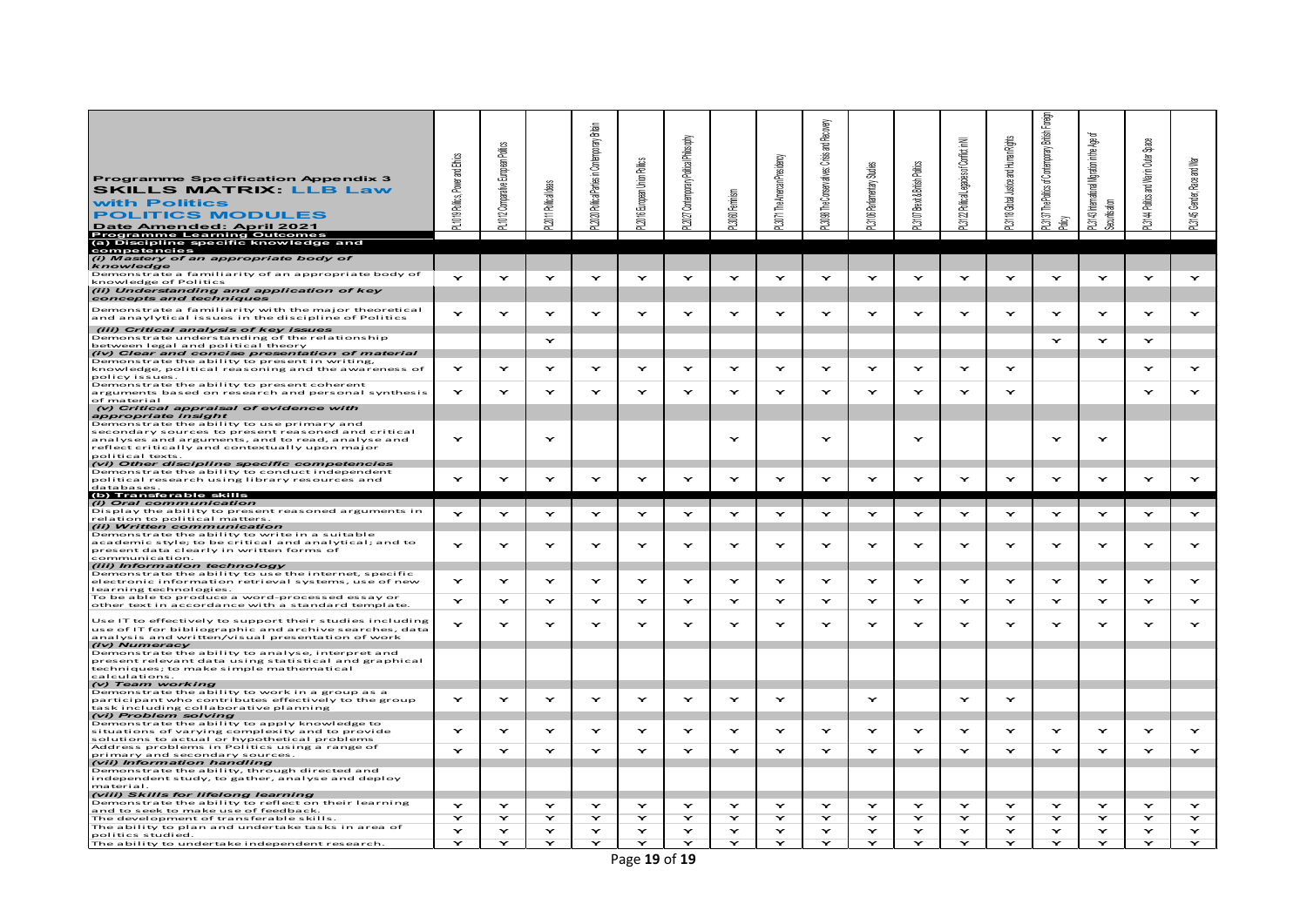**Programme Specification Appendix 3**

**SKILLS MATRIX: LLB Law with Politics**

**POLITICS MODULES**

**Date Amended: April 2021**

| Programme Learning Outcomes | PL1019 Politics: Power and Ethics | PL1012 Comparative European Politics | PL2011 Political Ideas | PL2020 Political Parties in Contemporary Britain | PL2016 European Union Politics | PL2027 Contemporary Political Philosophy | PL3060 Feminism | PL3071 The American Presidency | PL3098 The Conservatives: Crisis and Recovery | PL3106 Parliamentary Studies | PL3107 Brexit & British Politics | PL3122 Political Legacies of Conflict in NI | PL3118 Global Justice and Human Rights | PL3137 The Politics of Contemporary British Foreign Policy | PL3143 International Migration in the Age of Securitisation | PL3144 Politics and War in Outer Space | PL3145 Gender, Race and War |
|---|---|---|---|---|---|---|---|---|---|---|---|---|---|---|---|---|---|
| **(a) Discipline specific knowledge and competencies** | | | | | | | | | | | | | | | | | |
| ***(i) Mastery of an appropriate body of knowledge*** | | | | | | | | | | | | | | | | | |
| Demonstrate a familiarity with an appropriate body of knowledge of Politics | ✓ | ✓ | ✓ | ✓ | ✓ | ✓ | ✓ | ✓ | ✓ | ✓ | ✓ | ✓ | ✓ | ✓ | ✓ | ✓ | ✓ |
| ***(ii) Understanding and application of key concepts and techniques*** | | | | | | | | | | | | | | | | | |
| Demonstrate a familiarity with the major theoretical and anaylytical issues in the discipline of Politics | ✓ | ✓ | ✓ | ✓ | ✓ | ✓ | ✓ | ✓ | ✓ | ✓ | ✓ | ✓ | ✓ | ✓ | ✓ | ✓ | ✓ |
| ***(iii) Critical analysis of key issues*** | | | | | | | | | | | | | | | | | |
| Demonstrate understanding of the relationship between legal and political theory | | | ✓ | | | | | | | | | | | ✓ | ✓ | ✓ | |
| ***(iv) Clear and concise presentation of material*** | | | | | | | | | | | | | | | | | |
| Demonstrate the ability to present in writing, knowledge, political reasoning and the awareness of policy issues. | ✓ | ✓ | ✓ | ✓ | ✓ | ✓ | ✓ | ✓ | ✓ | ✓ | ✓ | ✓ | ✓ | | | ✓ | ✓ |
| Demonstrate the ability to present coherent arguments based on research and personal synthesis of material | ✓ | ✓ | ✓ | ✓ | ✓ | ✓ | ✓ | ✓ | ✓ | ✓ | ✓ | ✓ | ✓ | | | ✓ | ✓ |
| ***(v) Critical appraisal of evidence with appropriate insight*** | | | | | | | | | | | | | | | | | |
| Demonstrate the ability to use primary and secondary sources to present reasoned and critical analyses and arguments, and to read, analyse and reflect critically and contextually upon major political texts. | ✓ | | ✓ | | | | ✓ | | ✓ | | ✓ | | | ✓ | ✓ | | |
| ***(vi) Other discipline specific competencies*** | | | | | | | | | | | | | | | | | |
| Demonstrate the ability to conduct independent political research using library resources and databases. | ✓ | ✓ | ✓ | ✓ | ✓ | ✓ | ✓ | ✓ | ✓ | ✓ | ✓ | ✓ | ✓ | ✓ | ✓ | ✓ | ✓ |
| **(b) Transferable skills** | | | | | | | | | | | | | | | | | |
| ***(i) Oral communication*** | | | | | | | | | | | | | | | | | |
| Display the ability to present reasoned arguments in relation to political matters. | ✓ | ✓ | ✓ | ✓ | ✓ | ✓ | ✓ | ✓ | ✓ | ✓ | ✓ | ✓ | ✓ | ✓ | ✓ | ✓ | ✓ |
| ***(ii) Written communication*** | | | | | | | | | | | | | | | | | |
| Demonstrate the ability to write in a suitable academic style; to be critical and analytical; and to present data clearly in written forms of communication. | ✓ | ✓ | ✓ | ✓ | ✓ | ✓ | ✓ | ✓ | ✓ | ✓ | ✓ | ✓ | ✓ | ✓ | ✓ | ✓ | ✓ |
| ***(iii) Information technology*** | | | | | | | | | | | | | | | | | |
| Demonstrate the ability to use the internet, specific electronic information retrieval systems, use of new learning technologies. | ✓ | ✓ | ✓ | ✓ | ✓ | ✓ | ✓ | ✓ | ✓ | ✓ | ✓ | ✓ | ✓ | ✓ | ✓ | ✓ | ✓ |
| To be able to produce a word-processed essay or other text in accordance with a standard template. | ✓ | ✓ | ✓ | ✓ | ✓ | ✓ | ✓ | ✓ | ✓ | ✓ | ✓ | ✓ | ✓ | ✓ | ✓ | ✓ | ✓ |
| Use IT to effectively to support their studies including use of IT for bibliographic and archive searches, data analysis and written/visual presentation of work | ✓ | ✓ | ✓ | ✓ | ✓ | ✓ | ✓ | ✓ | ✓ | ✓ | ✓ | ✓ | ✓ | ✓ | ✓ | ✓ | ✓ |
| ***(iv) Numeracy*** | | | | | | | | | | | | | | | | | |
| Demonstrate the ability to analyse, interpret and present relevant data using statistical and graphical techniques; to make simple mathematical calculations. | | | | | | | | | | | | | | | | | |
| ***(v) Team working*** | | | | | | | | | | | | | | | | | |
| Demonstrate the ability to work in a group as a participant who contributes effectively to the group task including collaborative planning | ✓ | ✓ | ✓ | ✓ | ✓ | ✓ | ✓ | ✓ | | ✓ | | ✓ | ✓ | | | | |
| ***(vi) Problem solving*** | | | | | | | | | | | | | | | | | |
| Demonstrate the ability to apply knowledge to situations of varying complexity and to provide solutions to actual or hypothetical problems | ✓ | ✓ | ✓ | ✓ | ✓ | ✓ | ✓ | ✓ | ✓ | ✓ | ✓ | ✓ | ✓ | ✓ | ✓ | ✓ | ✓ |
| Address problems in Politics using a range of primary and secondary sources. | ✓ | ✓ | ✓ | ✓ | ✓ | ✓ | ✓ | ✓ | ✓ | ✓ | ✓ | ✓ | ✓ | ✓ | ✓ | ✓ | ✓ |
| ***(vii) Information handling*** | | | | | | | | | | | | | | | | | |
| Demonstrate the ability, through directed and independent study, to gather, analyse and deploy material. | | | | | | | | | | | | | | | | | |
| ***(viii) Skills for lifelong learning*** | | | | | | | | | | | | | | | | | |
| Demonstrate the ability to reflect on their learning and to seek to make use of feedback. | ✓ | ✓ | ✓ | ✓ | ✓ | ✓ | ✓ | ✓ | ✓ | ✓ | ✓ | ✓ | ✓ | ✓ | ✓ | ✓ | ✓ |
| The development of transferable skills. | ✓ | ✓ | ✓ | ✓ | ✓ | ✓ | ✓ | ✓ | ✓ | ✓ | ✓ | ✓ | ✓ | ✓ | ✓ | ✓ | ✓ |
| The ability to plan and undertake tasks in area of politics studied. | ✓ | ✓ | ✓ | ✓ | ✓ | ✓ | ✓ | ✓ | ✓ | ✓ | ✓ | ✓ | ✓ | ✓ | ✓ | ✓ | ✓ |
| The ability to undertake independent research. | ✓ | ✓ | ✓ | ✓ | ✓ | ✓ | ✓ | ✓ | ✓ | ✓ | ✓ | ✓ | ✓ | ✓ | ✓ | ✓ | ✓ |